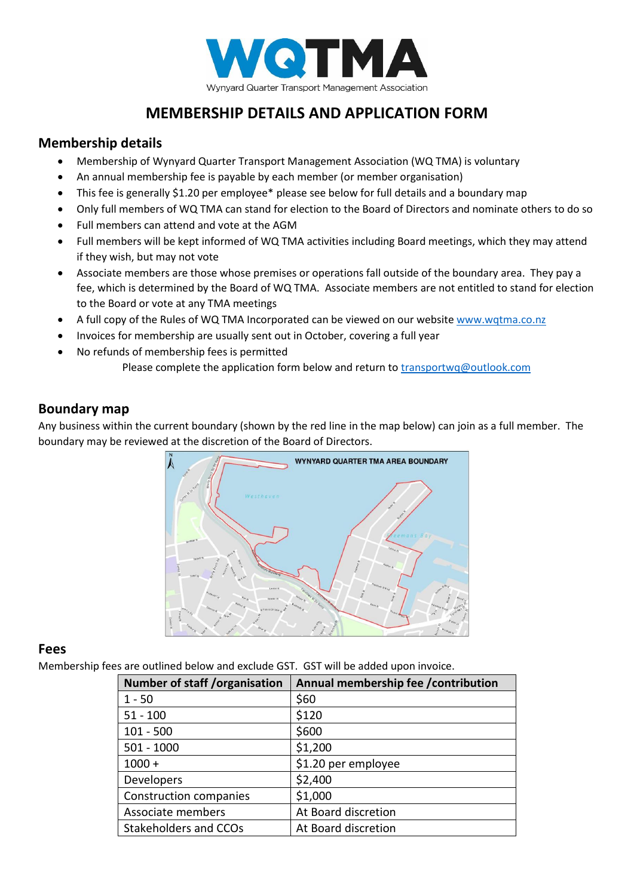# WQTMA

Wynyard Quarter Transport Management Association

## MEMBERSHIP DETAILS AND APPLICATION FORM

### Membership details

- Membership of Wynyard Quarter Transport Management Association (WQ TMA) is voluntary
- An annual membership fee is payable by each member (or member organisation)
- This fee is generally $1.20 per employee* please see below for full details and a boundary map
- Only full members of WQ TMA can stand for election to the Board of Directors and nominate others to do so
- Full members can attend and vote at the AGM
- Full members will be kept informed of WQ TMA activities including Board meetings, which they may attend if they wish, but may not vote
- Associate members are those whose premises or operations fall outside of the boundary area. They pay a fee, which is determined by the Board of WQ TMA. Associate members are not entitled to stand for election to the Board or vote at any TMA meetings
- A full copy of the Rules of WQ TMA Incorporated can be viewed on our website www.wqtma.co.nz
- Invoices for membership are usually sent out in October, covering a full year
- No refunds of membership fees is permitted

Please complete the application form below and return to transportwq@outlook.com

### Boundary map

Any business within the current boundary (shown by the red line in the map below) can join as a full member. The boundary may be reviewed at the discretion of the Board of Directors.

WYNYARD QUARTER TMA AREA BOUNDARY

### Fees

Membership fees are outlined below and exclude GST. GST will be added upon invoice.

| Number of staff /organisation | Annual membership fee /contribution |
| --- | --- |
| 1 - 50 | $60 |
| 51 - 100 | $120 |
| 101 - 500 | $600 |
| 501 - 1000 | $1,200 |
| 1000 + | $1.20 per employee |
| Developers | $2,400 |
| Construction companies | $1,000 |
| Associate members | At Board discretion |
| Stakeholders and CCOs | At Board discretion |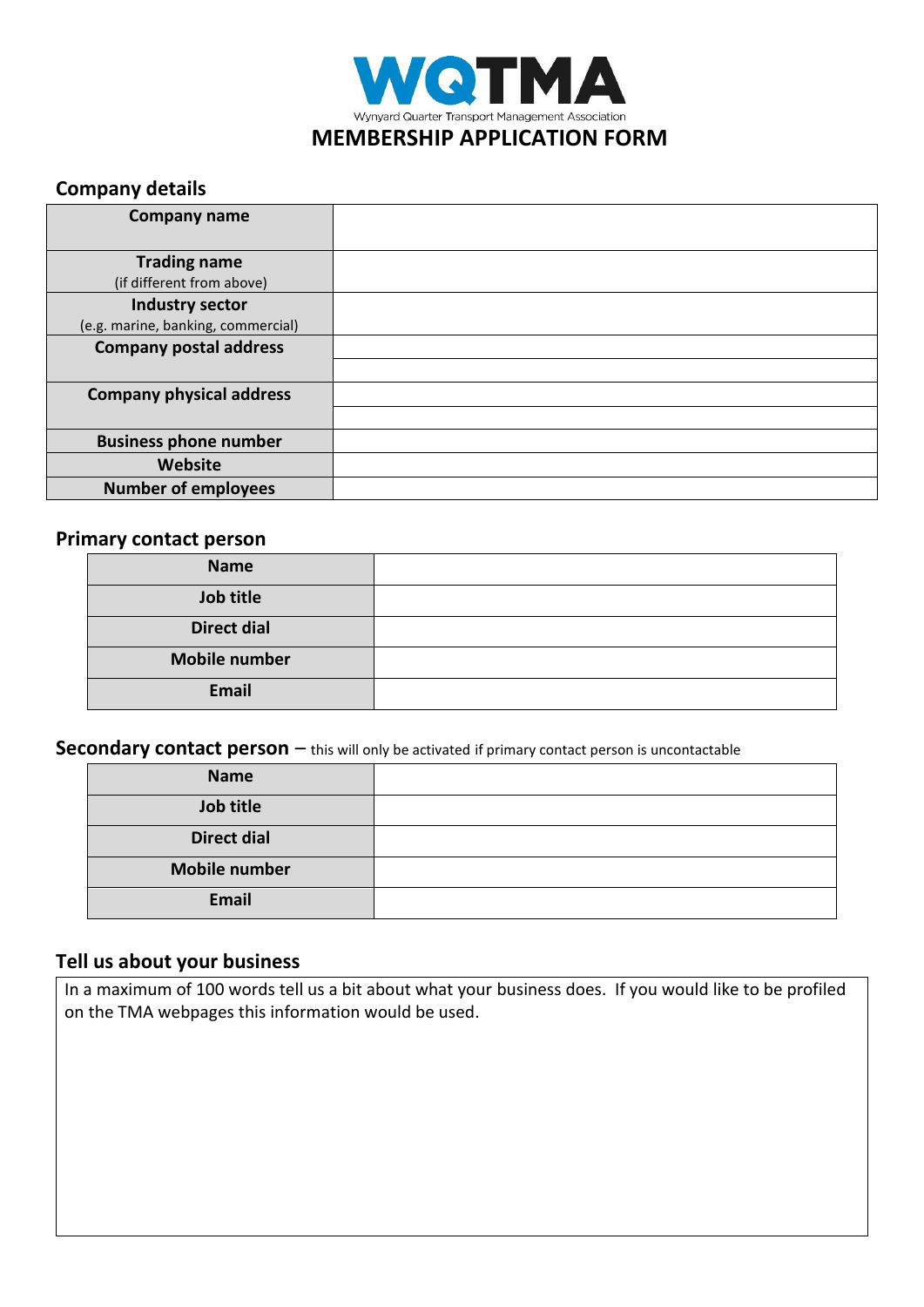# WQTMA

Wynyard Quarter Transport Management Association

# MEMBERSHIP APPLICATION FORM

## Company details

| Company name | |
|---|---|
| **Trading name** (if different from above) | |
| **Industry sector** (e.g. marine, banking, commercial) | |
| **Company postal address** | |
| | |
| **Company physical address** | |
| | |
| **Business phone number** | |
| **Website** | |
| **Number of employees** | |

## Primary contact person

| Name | |
|---|---|
| **Job title** | |
| **Direct dial** | |
| **Mobile number** | |
| **Email** | |

## Secondary contact person – this will only be activated if primary contact person is uncontactable

| Name | |
|---|---|
| **Job title** | |
| **Direct dial** | |
| **Mobile number** | |
| **Email** | |

## Tell us about your business

In a maximum of 100 words tell us a bit about what your business does. If you would like to be profiled on the TMA webpages this information would be used.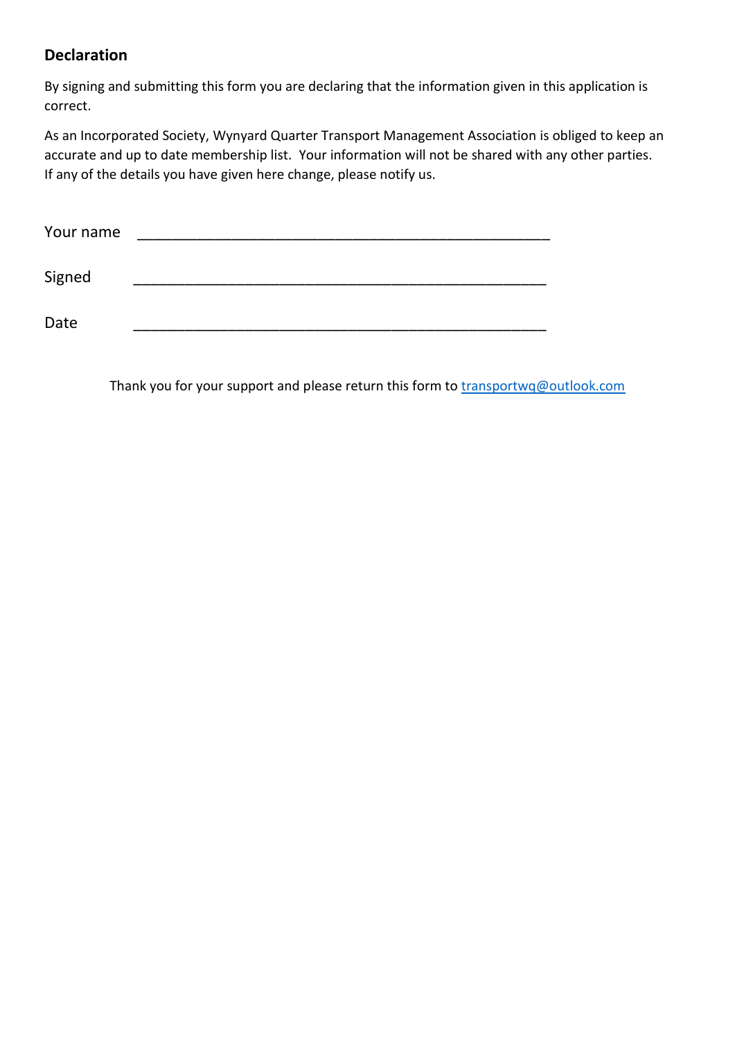## Declaration

By signing and submitting this form you are declaring that the information given in this application is correct.

As an Incorporated Society, Wynyard Quarter Transport Management Association is obliged to keep an accurate and up to date membership list. Your information will not be shared with any other parties. If any of the details you have given here change, please notify us.

Your name ___________________________________________________

Signed ___________________________________________________

Date ___________________________________________________

Thank you for your support and please return this form to transportwq@outlook.com